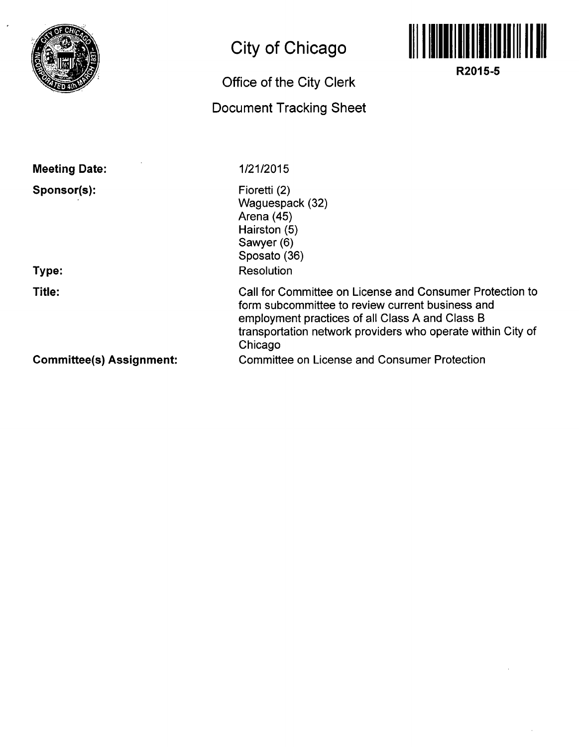# City of Chicago

## Office of the City Clerk

## Document Tracking Sheet

**R2015-5**

**Meeting Date:** 1/21/2015

**Sponsor(s):**
Fioretti (2)
Waguespack (32)
Arena (45)
Hairston (5)
Sawyer (6)
Sposato (36)

**Type:** Resolution

**Title:** Call for Committee on License and Consumer Protection to form subcommittee to review current business and employment practices of all Class A and Class B transportation network providers who operate within City of Chicago

**Committee(s) Assignment:** Committee on License and Consumer Protection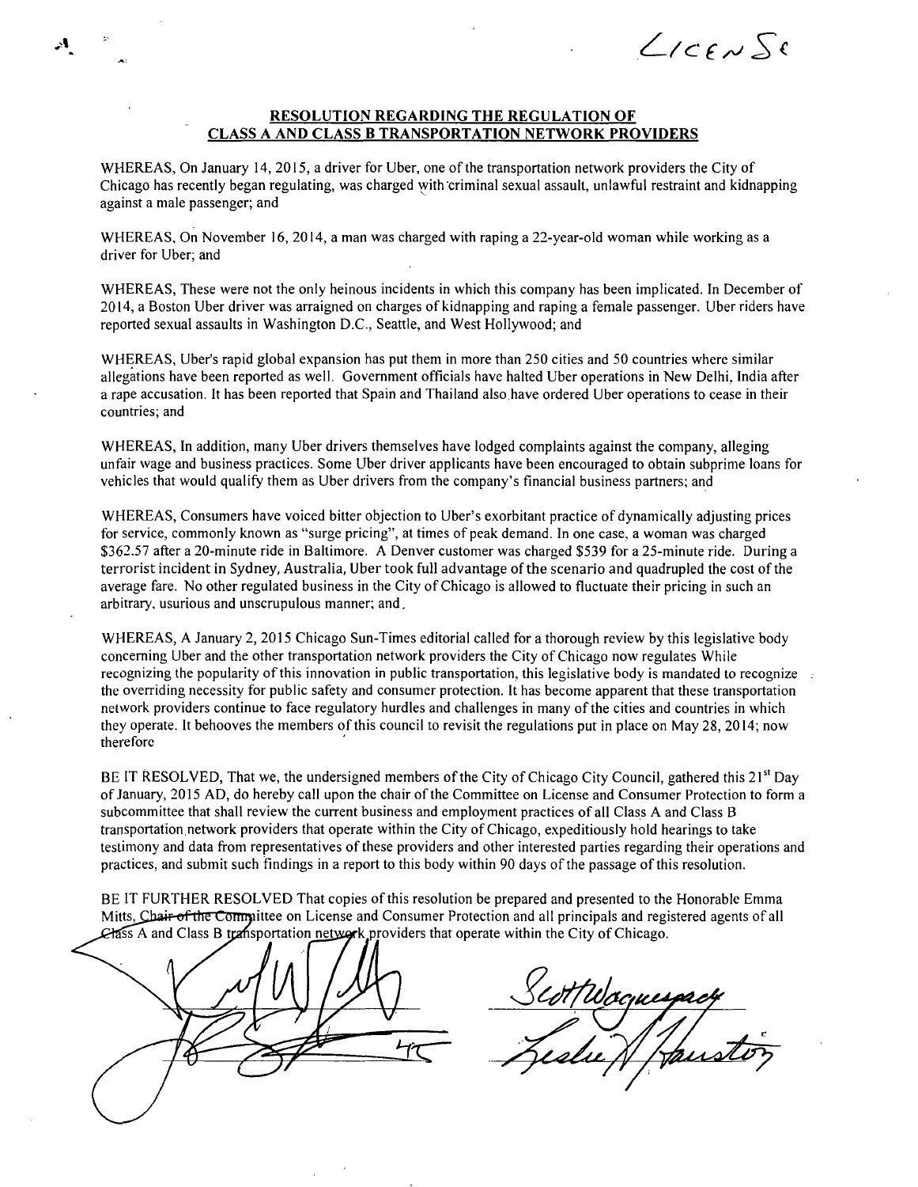License

# RESOLUTION REGARDING THE REGULATION OF CLASS A AND CLASS B TRANSPORTATION NETWORK PROVIDERS

WHEREAS, On January 14, 2015, a driver for Uber, one of the transportation network providers the City of Chicago has recently began regulating, was charged with criminal sexual assault, unlawful restraint and kidnapping against a male passenger; and

WHEREAS, On November 16, 2014, a man was charged with raping a 22-year-old woman while working as a driver for Uber; and

WHEREAS, These were not the only heinous incidents in which this company has been implicated. In December of 2014, a Boston Uber driver was arraigned on charges of kidnapping and raping a female passenger. Uber riders have reported sexual assaults in Washington D.C., Seattle, and West Hollywood; and

WHEREAS, Uber's rapid global expansion has put them in more than 250 cities and 50 countries where similar allegations have been reported as well. Government officials have halted Uber operations in New Delhi, India after a rape accusation. It has been reported that Spain and Thailand also have ordered Uber operations to cease in their countries; and

WHEREAS, In addition, many Uber drivers themselves have lodged complaints against the company, alleging unfair wage and business practices. Some Uber driver applicants have been encouraged to obtain subprime loans for vehicles that would qualify them as Uber drivers from the company's financial business partners; and

WHEREAS, Consumers have voiced bitter objection to Uber's exorbitant practice of dynamically adjusting prices for service, commonly known as "surge pricing", at times of peak demand. In one case, a woman was charged $362.57 after a 20-minute ride in Baltimore. A Denver customer was charged $539 for a 25-minute ride. During a terrorist incident in Sydney, Australia, Uber took full advantage of the scenario and quadrupled the cost of the average fare. No other regulated business in the City of Chicago is allowed to fluctuate their pricing in such an arbitrary, usurious and unscrupulous manner; and

WHEREAS, A January 2, 2015 Chicago Sun-Times editorial called for a thorough review by this legislative body concerning Uber and the other transportation network providers the City of Chicago now regulates While recognizing the popularity of this innovation in public transportation, this legislative body is mandated to recognize the overriding necessity for public safety and consumer protection. It has become apparent that these transportation network providers continue to face regulatory hurdles and challenges in many of the cities and countries in which they operate. It behooves the members of this council to revisit the regulations put in place on May 28, 2014; now therefore

BE IT RESOLVED, That we, the undersigned members of the City of Chicago City Council, gathered this 21st Day of January, 2015 AD, do hereby call upon the chair of the Committee on License and Consumer Protection to form a subcommittee that shall review the current business and employment practices of all Class A and Class B transportation network providers that operate within the City of Chicago, expeditiously hold hearings to take testimony and data from representatives of these providers and other interested parties regarding their operations and practices, and submit such findings in a report to this body within 90 days of the passage of this resolution.

BE IT FURTHER RESOLVED That copies of this resolution be prepared and presented to the Honorable Emma Mitts, ~~Chair of the Committee~~ on License and Consumer Protection and all principals and registered agents of all Class A and Class B transportation network providers that operate within the City of Chicago.

Scott Waguespack

Leslie A. Hairston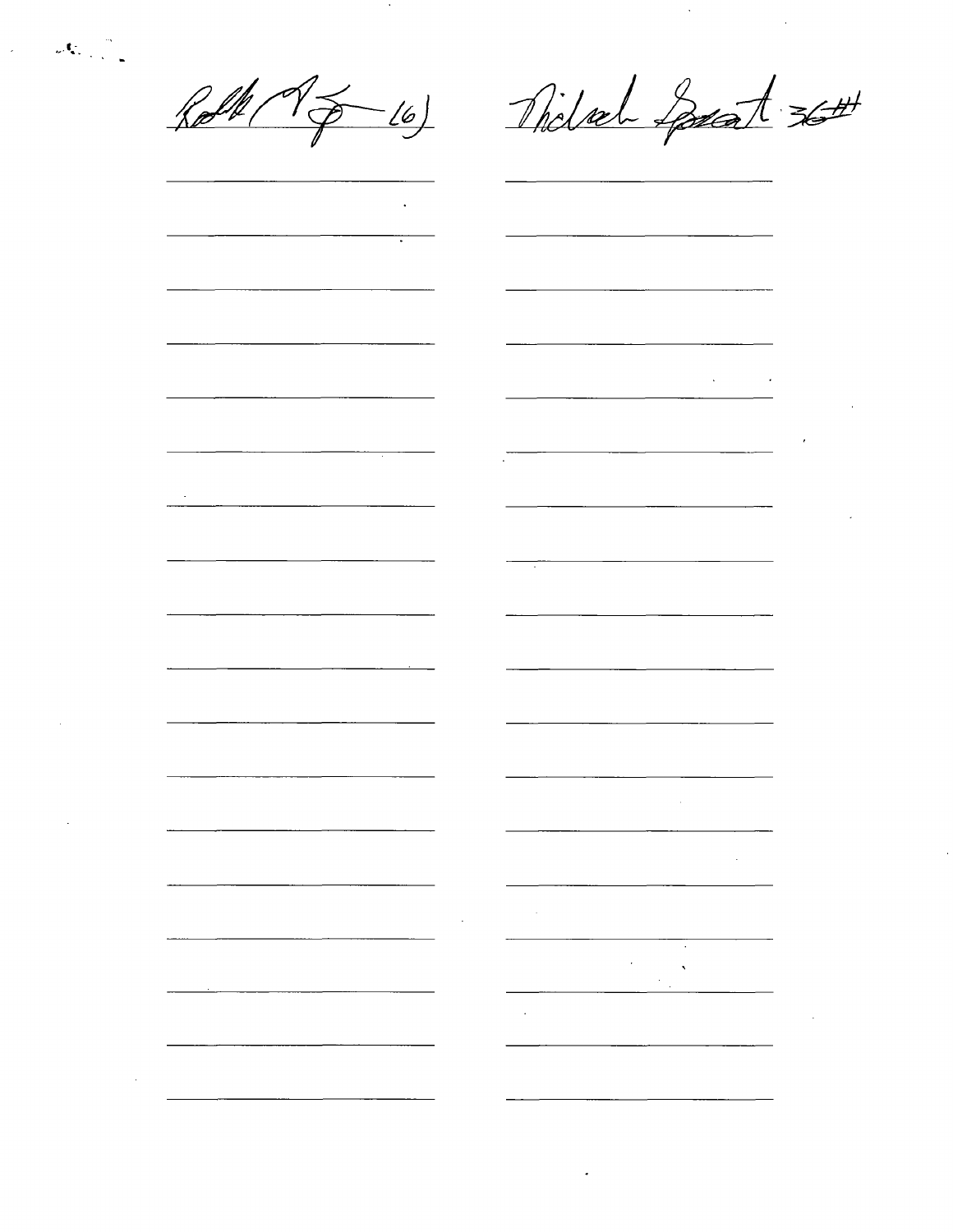[signature] 16) [signature] 36th